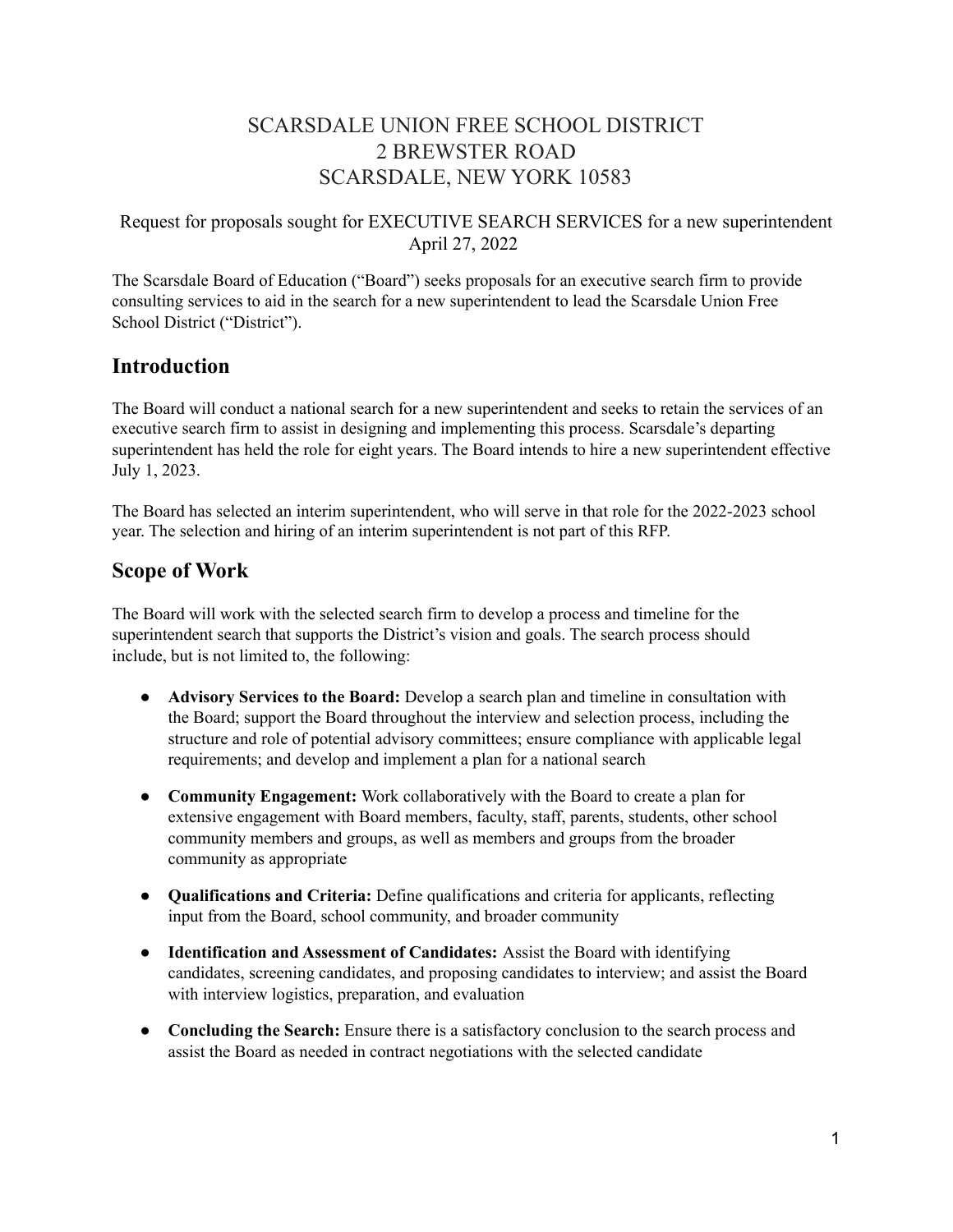SCARSDALE UNION FREE SCHOOL DISTRICT
2 BREWSTER ROAD
SCARSDALE, NEW YORK 10583

Request for proposals sought for EXECUTIVE SEARCH SERVICES for a new superintendent
April 27, 2022

The Scarsdale Board of Education ("Board") seeks proposals for an executive search firm to provide consulting services to aid in the search for a new superintendent to lead the Scarsdale Union Free School District ("District").

## Introduction

The Board will conduct a national search for a new superintendent and seeks to retain the services of an executive search firm to assist in designing and implementing this process. Scarsdale's departing superintendent has held the role for eight years. The Board intends to hire a new superintendent effective July 1, 2023.

The Board has selected an interim superintendent, who will serve in that role for the 2022-2023 school year. The selection and hiring of an interim superintendent is not part of this RFP.

## Scope of Work

The Board will work with the selected search firm to develop a process and timeline for the superintendent search that supports the District's vision and goals. The search process should include, but is not limited to, the following:

- **Advisory Services to the Board:** Develop a search plan and timeline in consultation with the Board; support the Board throughout the interview and selection process, including the structure and role of potential advisory committees; ensure compliance with applicable legal requirements; and develop and implement a plan for a national search
- **Community Engagement:** Work collaboratively with the Board to create a plan for extensive engagement with Board members, faculty, staff, parents, students, other school community members and groups, as well as members and groups from the broader community as appropriate
- **Qualifications and Criteria:** Define qualifications and criteria for applicants, reflecting input from the Board, school community, and broader community
- **Identification and Assessment of Candidates:** Assist the Board with identifying candidates, screening candidates, and proposing candidates to interview; and assist the Board with interview logistics, preparation, and evaluation
- **Concluding the Search:** Ensure there is a satisfactory conclusion to the search process and assist the Board as needed in contract negotiations with the selected candidate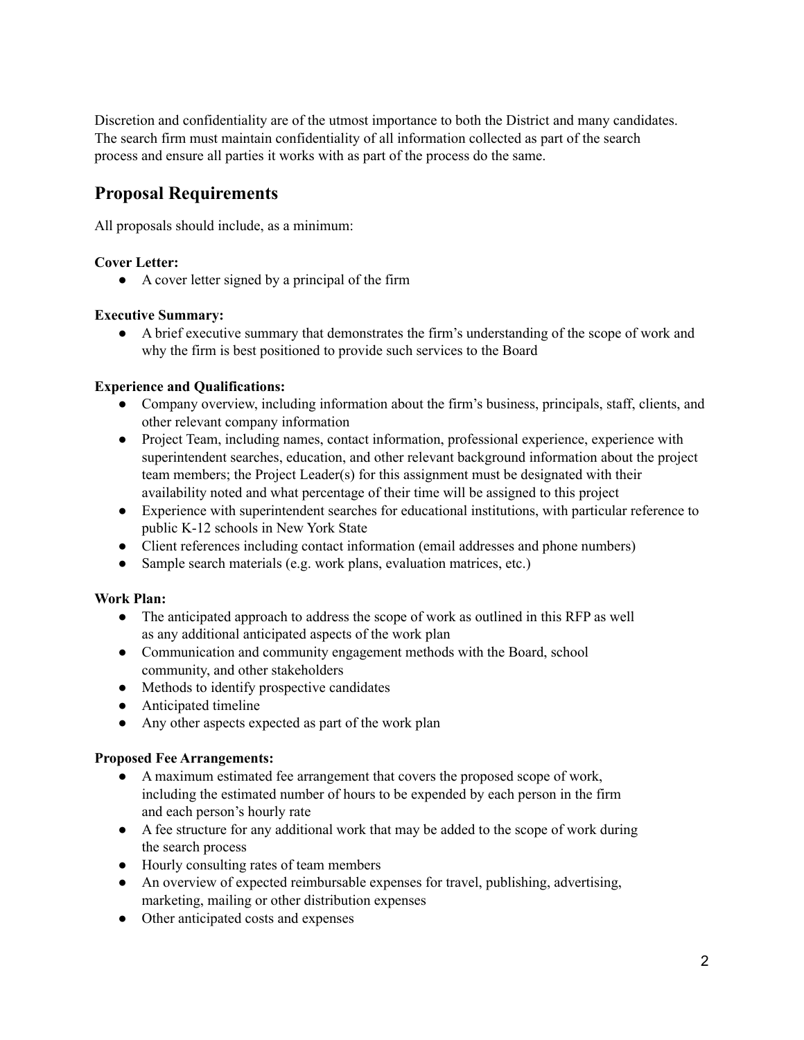Discretion and confidentiality are of the utmost importance to both the District and many candidates. The search firm must maintain confidentiality of all information collected as part of the search process and ensure all parties it works with as part of the process do the same.

## Proposal Requirements

All proposals should include, as a minimum:

**Cover Letter:**

- A cover letter signed by a principal of the firm

**Executive Summary:**

- A brief executive summary that demonstrates the firm's understanding of the scope of work and why the firm is best positioned to provide such services to the Board

**Experience and Qualifications:**

- Company overview, including information about the firm's business, principals, staff, clients, and other relevant company information
- Project Team, including names, contact information, professional experience, experience with superintendent searches, education, and other relevant background information about the project team members; the Project Leader(s) for this assignment must be designated with their availability noted and what percentage of their time will be assigned to this project
- Experience with superintendent searches for educational institutions, with particular reference to public K-12 schools in New York State
- Client references including contact information (email addresses and phone numbers)
- Sample search materials (e.g. work plans, evaluation matrices, etc.)

**Work Plan:**

- The anticipated approach to address the scope of work as outlined in this RFP as well as any additional anticipated aspects of the work plan
- Communication and community engagement methods with the Board, school community, and other stakeholders
- Methods to identify prospective candidates
- Anticipated timeline
- Any other aspects expected as part of the work plan

**Proposed Fee Arrangements:**

- A maximum estimated fee arrangement that covers the proposed scope of work, including the estimated number of hours to be expended by each person in the firm and each person's hourly rate
- A fee structure for any additional work that may be added to the scope of work during the search process
- Hourly consulting rates of team members
- An overview of expected reimbursable expenses for travel, publishing, advertising, marketing, mailing or other distribution expenses
- Other anticipated costs and expenses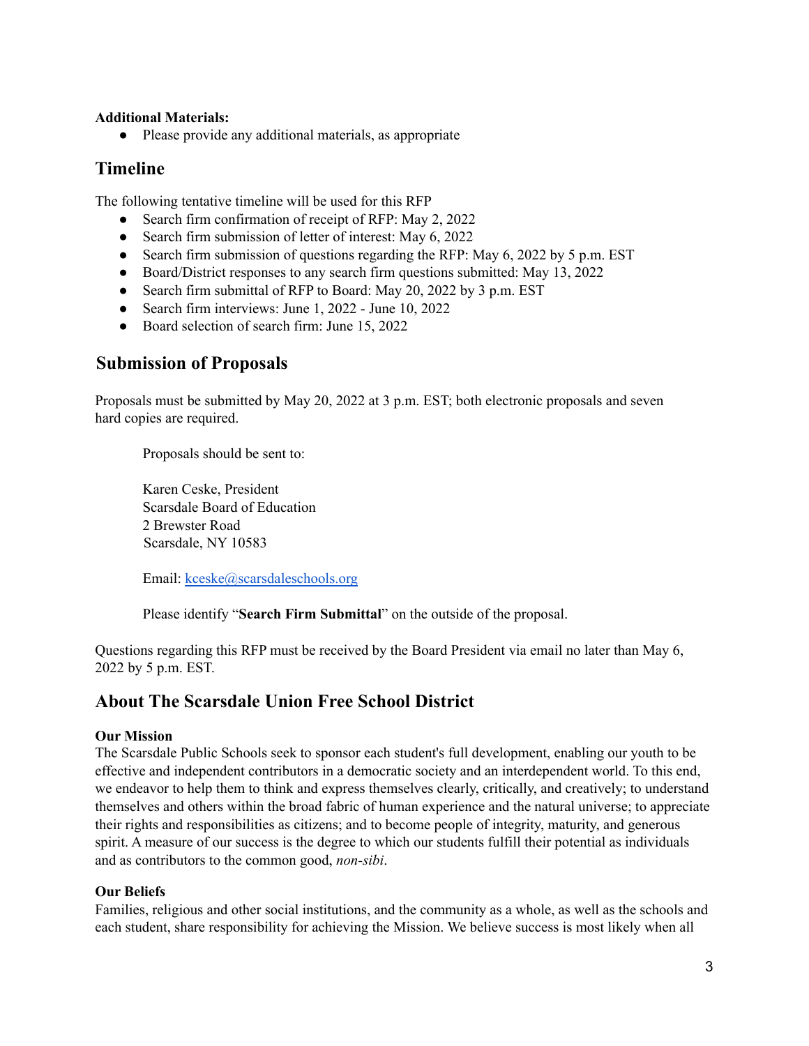**Additional Materials:**

- Please provide any additional materials, as appropriate

## Timeline

The following tentative timeline will be used for this RFP

- Search firm confirmation of receipt of RFP: May 2, 2022
- Search firm submission of letter of interest: May 6, 2022
- Search firm submission of questions regarding the RFP: May 6, 2022 by 5 p.m. EST
- Board/District responses to any search firm questions submitted: May 13, 2022
- Search firm submittal of RFP to Board: May 20, 2022 by 3 p.m. EST
- Search firm interviews: June 1, 2022 - June 10, 2022
- Board selection of search firm: June 15, 2022

## Submission of Proposals

Proposals must be submitted by May 20, 2022 at 3 p.m. EST; both electronic proposals and seven hard copies are required.

> Proposals should be sent to:
>
> Karen Ceske, President
> Scarsdale Board of Education
> 2 Brewster Road
> Scarsdale, NY 10583
>
> Email: kceske@scarsdaleschools.org
>
> Please identify "**Search Firm Submittal**" on the outside of the proposal.

Questions regarding this RFP must be received by the Board President via email no later than May 6, 2022 by 5 p.m. EST.

## About The Scarsdale Union Free School District

**Our Mission**

The Scarsdale Public Schools seek to sponsor each student's full development, enabling our youth to be effective and independent contributors in a democratic society and an interdependent world. To this end, we endeavor to help them to think and express themselves clearly, critically, and creatively; to understand themselves and others within the broad fabric of human experience and the natural universe; to appreciate their rights and responsibilities as citizens; and to become people of integrity, maturity, and generous spirit. A measure of our success is the degree to which our students fulfill their potential as individuals and as contributors to the common good, *non-sibi*.

**Our Beliefs**

Families, religious and other social institutions, and the community as a whole, as well as the schools and each student, share responsibility for achieving the Mission. We believe success is most likely when all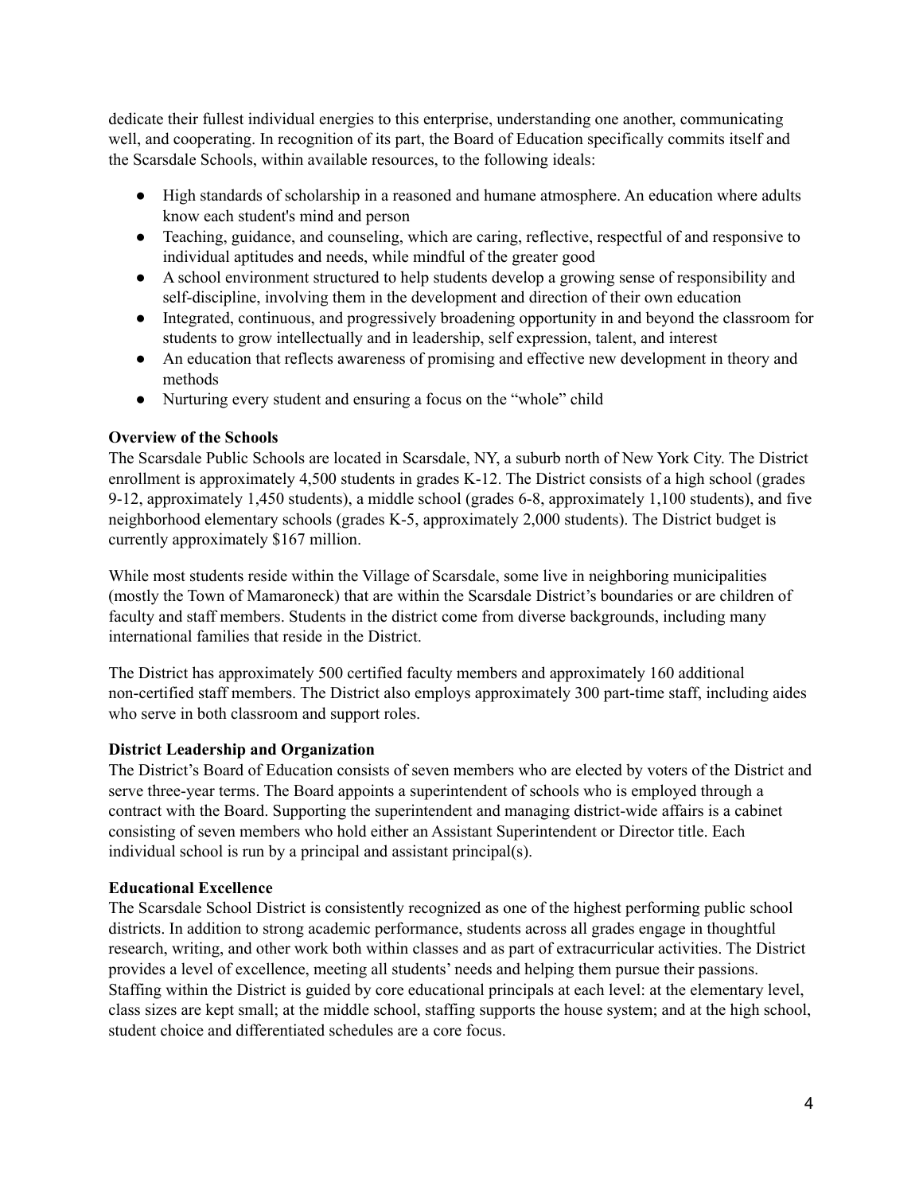dedicate their fullest individual energies to this enterprise, understanding one another, communicating well, and cooperating. In recognition of its part, the Board of Education specifically commits itself and the Scarsdale Schools, within available resources, to the following ideals:

- High standards of scholarship in a reasoned and humane atmosphere. An education where adults know each student's mind and person
- Teaching, guidance, and counseling, which are caring, reflective, respectful of and responsive to individual aptitudes and needs, while mindful of the greater good
- A school environment structured to help students develop a growing sense of responsibility and self-discipline, involving them in the development and direction of their own education
- Integrated, continuous, and progressively broadening opportunity in and beyond the classroom for students to grow intellectually and in leadership, self expression, talent, and interest
- An education that reflects awareness of promising and effective new development in theory and methods
- Nurturing every student and ensuring a focus on the "whole" child

**Overview of the Schools**

The Scarsdale Public Schools are located in Scarsdale, NY, a suburb north of New York City. The District enrollment is approximately 4,500 students in grades K-12. The District consists of a high school (grades 9-12, approximately 1,450 students), a middle school (grades 6-8, approximately 1,100 students), and five neighborhood elementary schools (grades K-5, approximately 2,000 students). The District budget is currently approximately $167 million.

While most students reside within the Village of Scarsdale, some live in neighboring municipalities (mostly the Town of Mamaroneck) that are within the Scarsdale District's boundaries or are children of faculty and staff members. Students in the district come from diverse backgrounds, including many international families that reside in the District.

The District has approximately 500 certified faculty members and approximately 160 additional non-certified staff members. The District also employs approximately 300 part-time staff, including aides who serve in both classroom and support roles.

**District Leadership and Organization**

The District's Board of Education consists of seven members who are elected by voters of the District and serve three-year terms. The Board appoints a superintendent of schools who is employed through a contract with the Board. Supporting the superintendent and managing district-wide affairs is a cabinet consisting of seven members who hold either an Assistant Superintendent or Director title. Each individual school is run by a principal and assistant principal(s).

**Educational Excellence**

The Scarsdale School District is consistently recognized as one of the highest performing public school districts. In addition to strong academic performance, students across all grades engage in thoughtful research, writing, and other work both within classes and as part of extracurricular activities. The District provides a level of excellence, meeting all students' needs and helping them pursue their passions. Staffing within the District is guided by core educational principals at each level: at the elementary level, class sizes are kept small; at the middle school, staffing supports the house system; and at the high school, student choice and differentiated schedules are a core focus.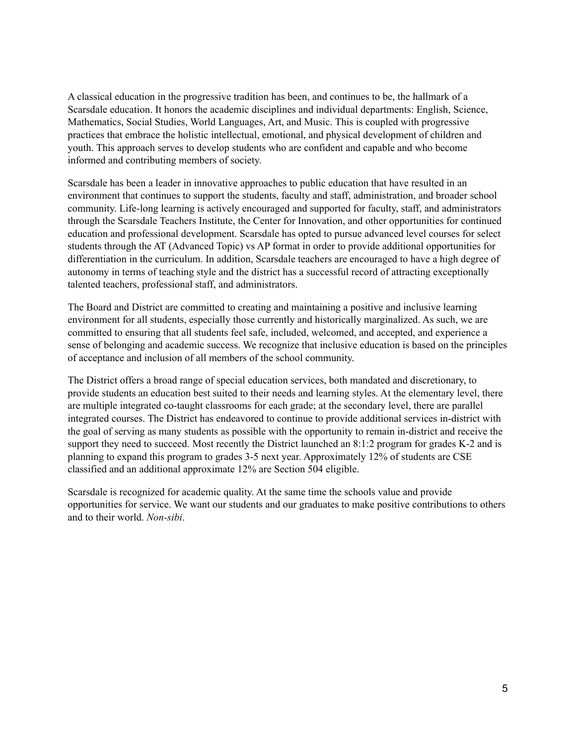A classical education in the progressive tradition has been, and continues to be, the hallmark of a Scarsdale education. It honors the academic disciplines and individual departments: English, Science, Mathematics, Social Studies, World Languages, Art, and Music. This is coupled with progressive practices that embrace the holistic intellectual, emotional, and physical development of children and youth. This approach serves to develop students who are confident and capable and who become informed and contributing members of society.

Scarsdale has been a leader in innovative approaches to public education that have resulted in an environment that continues to support the students, faculty and staff, administration, and broader school community. Life-long learning is actively encouraged and supported for faculty, staff, and administrators through the Scarsdale Teachers Institute, the Center for Innovation, and other opportunities for continued education and professional development. Scarsdale has opted to pursue advanced level courses for select students through the AT (Advanced Topic) vs AP format in order to provide additional opportunities for differentiation in the curriculum. In addition, Scarsdale teachers are encouraged to have a high degree of autonomy in terms of teaching style and the district has a successful record of attracting exceptionally talented teachers, professional staff, and administrators.

The Board and District are committed to creating and maintaining a positive and inclusive learning environment for all students, especially those currently and historically marginalized. As such, we are committed to ensuring that all students feel safe, included, welcomed, and accepted, and experience a sense of belonging and academic success. We recognize that inclusive education is based on the principles of acceptance and inclusion of all members of the school community.

The District offers a broad range of special education services, both mandated and discretionary, to provide students an education best suited to their needs and learning styles. At the elementary level, there are multiple integrated co-taught classrooms for each grade; at the secondary level, there are parallel integrated courses. The District has endeavored to continue to provide additional services in-district with the goal of serving as many students as possible with the opportunity to remain in-district and receive the support they need to succeed. Most recently the District launched an 8:1:2 program for grades K-2 and is planning to expand this program to grades 3-5 next year. Approximately 12% of students are CSE classified and an additional approximate 12% are Section 504 eligible.

Scarsdale is recognized for academic quality. At the same time the schools value and provide opportunities for service. We want our students and our graduates to make positive contributions to others and to their world. *Non-sibi*.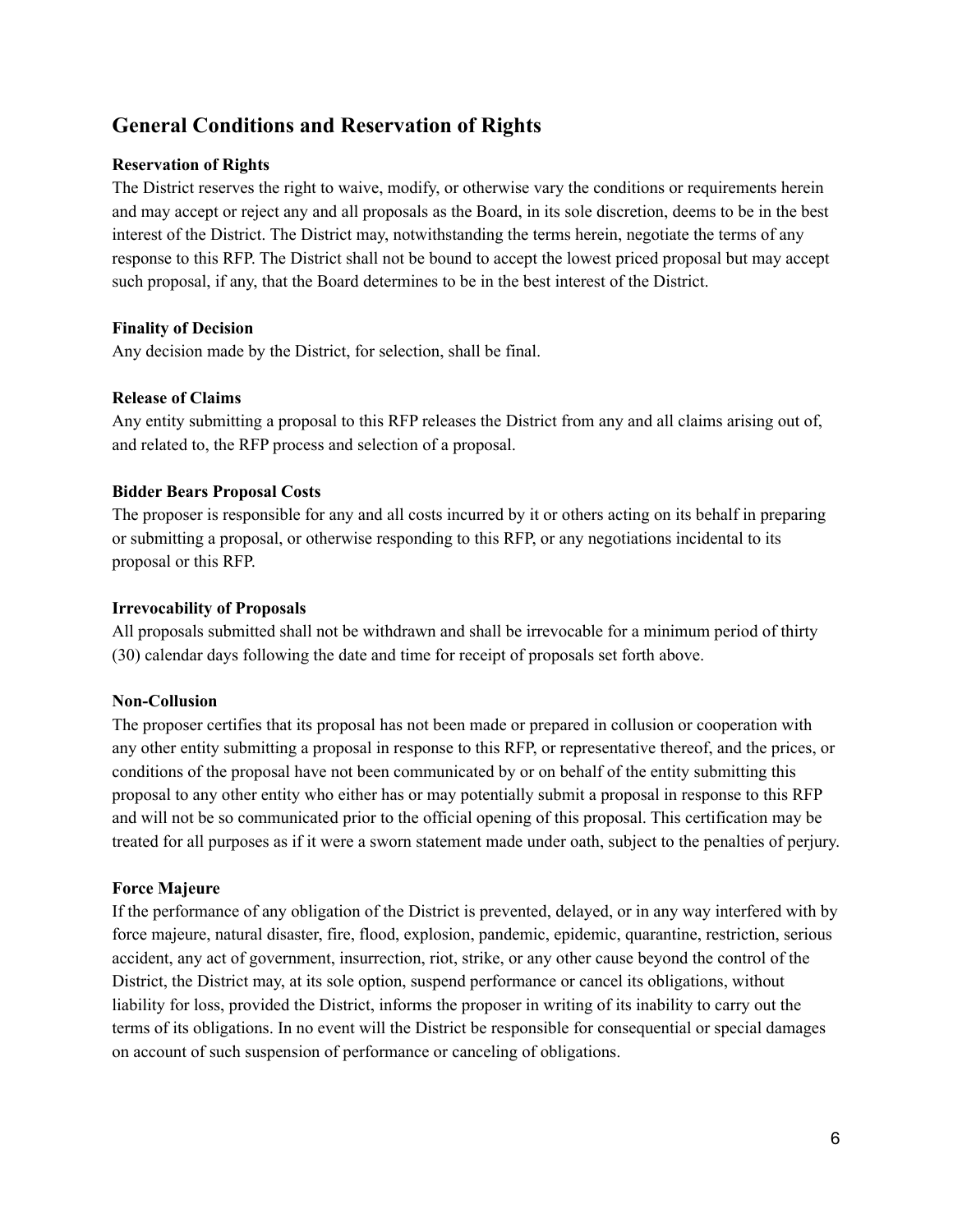## General Conditions and Reservation of Rights

**Reservation of Rights**

The District reserves the right to waive, modify, or otherwise vary the conditions or requirements herein and may accept or reject any and all proposals as the Board, in its sole discretion, deems to be in the best interest of the District. The District may, notwithstanding the terms herein, negotiate the terms of any response to this RFP. The District shall not be bound to accept the lowest priced proposal but may accept such proposal, if any, that the Board determines to be in the best interest of the District.

**Finality of Decision**

Any decision made by the District, for selection, shall be final.

**Release of Claims**

Any entity submitting a proposal to this RFP releases the District from any and all claims arising out of, and related to, the RFP process and selection of a proposal.

**Bidder Bears Proposal Costs**

The proposer is responsible for any and all costs incurred by it or others acting on its behalf in preparing or submitting a proposal, or otherwise responding to this RFP, or any negotiations incidental to its proposal or this RFP.

**Irrevocability of Proposals**

All proposals submitted shall not be withdrawn and shall be irrevocable for a minimum period of thirty (30) calendar days following the date and time for receipt of proposals set forth above.

**Non-Collusion**

The proposer certifies that its proposal has not been made or prepared in collusion or cooperation with any other entity submitting a proposal in response to this RFP, or representative thereof, and the prices, or conditions of the proposal have not been communicated by or on behalf of the entity submitting this proposal to any other entity who either has or may potentially submit a proposal in response to this RFP and will not be so communicated prior to the official opening of this proposal. This certification may be treated for all purposes as if it were a sworn statement made under oath, subject to the penalties of perjury.

**Force Majeure**

If the performance of any obligation of the District is prevented, delayed, or in any way interfered with by force majeure, natural disaster, fire, flood, explosion, pandemic, epidemic, quarantine, restriction, serious accident, any act of government, insurrection, riot, strike, or any other cause beyond the control of the District, the District may, at its sole option, suspend performance or cancel its obligations, without liability for loss, provided the District, informs the proposer in writing of its inability to carry out the terms of its obligations. In no event will the District be responsible for consequential or special damages on account of such suspension of performance or canceling of obligations.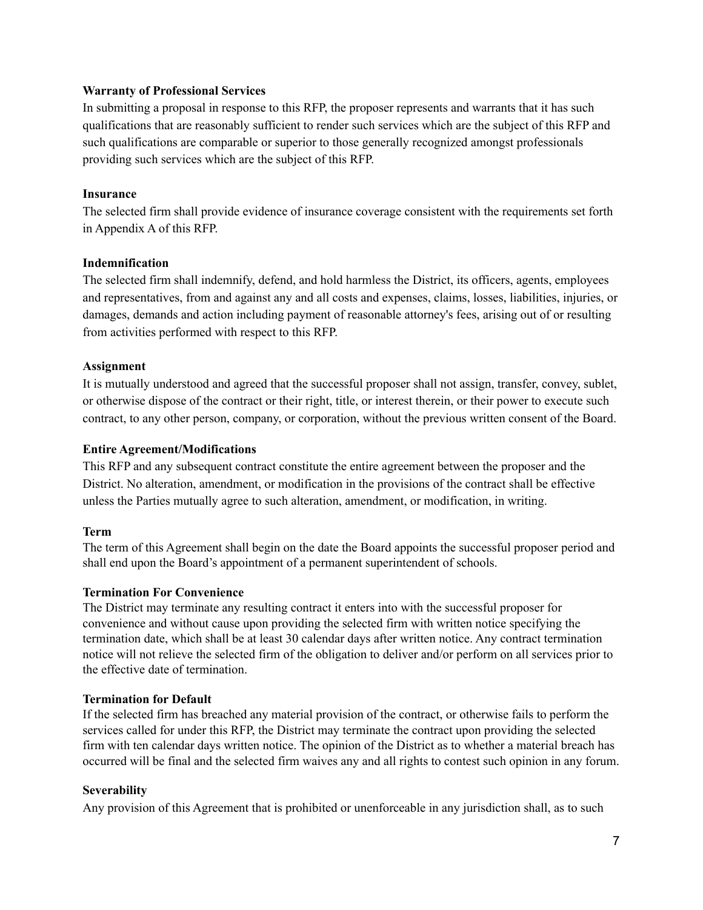**Warranty of Professional Services**

In submitting a proposal in response to this RFP, the proposer represents and warrants that it has such qualifications that are reasonably sufficient to render such services which are the subject of this RFP and such qualifications are comparable or superior to those generally recognized amongst professionals providing such services which are the subject of this RFP.

**Insurance**

The selected firm shall provide evidence of insurance coverage consistent with the requirements set forth in Appendix A of this RFP.

**Indemnification**

The selected firm shall indemnify, defend, and hold harmless the District, its officers, agents, employees and representatives, from and against any and all costs and expenses, claims, losses, liabilities, injuries, or damages, demands and action including payment of reasonable attorney's fees, arising out of or resulting from activities performed with respect to this RFP.

**Assignment**

It is mutually understood and agreed that the successful proposer shall not assign, transfer, convey, sublet, or otherwise dispose of the contract or their right, title, or interest therein, or their power to execute such contract, to any other person, company, or corporation, without the previous written consent of the Board.

**Entire Agreement/Modifications**

This RFP and any subsequent contract constitute the entire agreement between the proposer and the District. No alteration, amendment, or modification in the provisions of the contract shall be effective unless the Parties mutually agree to such alteration, amendment, or modification, in writing.

**Term**

The term of this Agreement shall begin on the date the Board appoints the successful proposer period and shall end upon the Board's appointment of a permanent superintendent of schools.

**Termination For Convenience**

The District may terminate any resulting contract it enters into with the successful proposer for convenience and without cause upon providing the selected firm with written notice specifying the termination date, which shall be at least 30 calendar days after written notice. Any contract termination notice will not relieve the selected firm of the obligation to deliver and/or perform on all services prior to the effective date of termination.

**Termination for Default**

If the selected firm has breached any material provision of the contract, or otherwise fails to perform the services called for under this RFP, the District may terminate the contract upon providing the selected firm with ten calendar days written notice. The opinion of the District as to whether a material breach has occurred will be final and the selected firm waives any and all rights to contest such opinion in any forum.

**Severability**

Any provision of this Agreement that is prohibited or unenforceable in any jurisdiction shall, as to such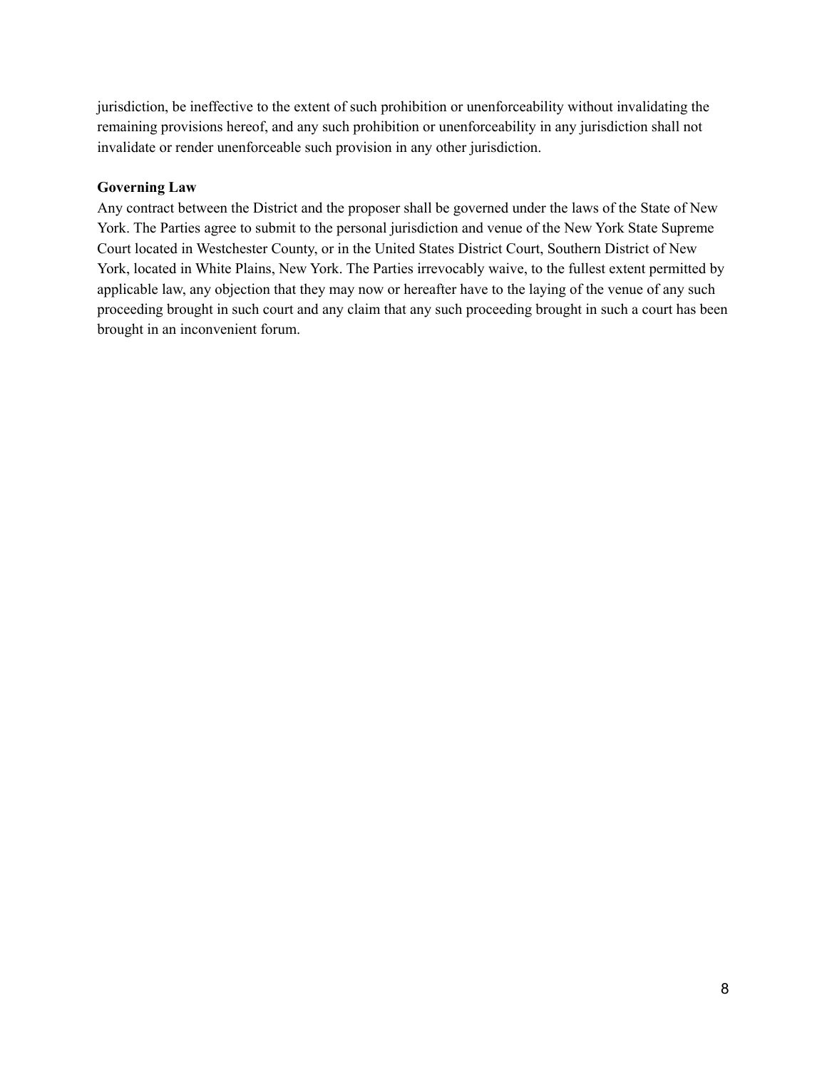jurisdiction, be ineffective to the extent of such prohibition or unenforceability without invalidating the remaining provisions hereof, and any such prohibition or unenforceability in any jurisdiction shall not invalidate or render unenforceable such provision in any other jurisdiction.

**Governing Law**

Any contract between the District and the proposer shall be governed under the laws of the State of New York. The Parties agree to submit to the personal jurisdiction and venue of the New York State Supreme Court located in Westchester County, or in the United States District Court, Southern District of New York, located in White Plains, New York. The Parties irrevocably waive, to the fullest extent permitted by applicable law, any objection that they may now or hereafter have to the laying of the venue of any such proceeding brought in such court and any claim that any such proceeding brought in such a court has been brought in an inconvenient forum.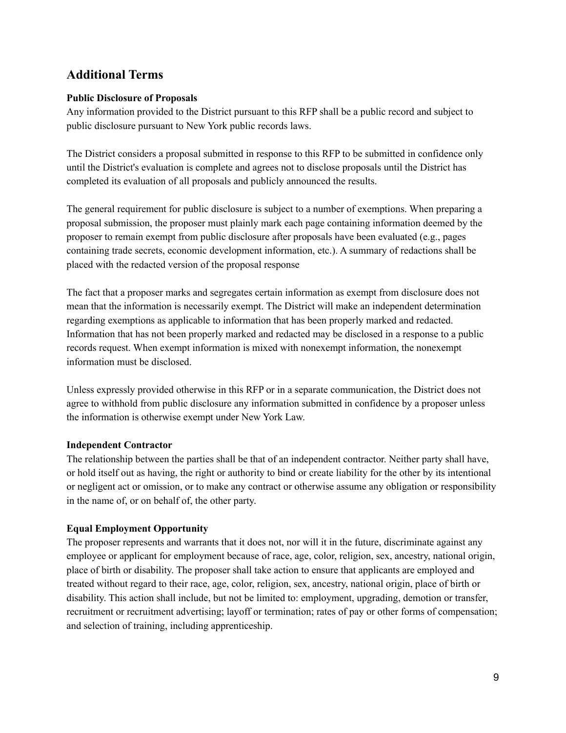## Additional Terms

**Public Disclosure of Proposals**
Any information provided to the District pursuant to this RFP shall be a public record and subject to public disclosure pursuant to New York public records laws.

The District considers a proposal submitted in response to this RFP to be submitted in confidence only until the District's evaluation is complete and agrees not to disclose proposals until the District has completed its evaluation of all proposals and publicly announced the results.

The general requirement for public disclosure is subject to a number of exemptions. When preparing a proposal submission, the proposer must plainly mark each page containing information deemed by the proposer to remain exempt from public disclosure after proposals have been evaluated (e.g., pages containing trade secrets, economic development information, etc.). A summary of redactions shall be placed with the redacted version of the proposal response

The fact that a proposer marks and segregates certain information as exempt from disclosure does not mean that the information is necessarily exempt. The District will make an independent determination regarding exemptions as applicable to information that has been properly marked and redacted. Information that has not been properly marked and redacted may be disclosed in a response to a public records request. When exempt information is mixed with nonexempt information, the nonexempt information must be disclosed.

Unless expressly provided otherwise in this RFP or in a separate communication, the District does not agree to withhold from public disclosure any information submitted in confidence by a proposer unless the information is otherwise exempt under New York Law.

**Independent Contractor**
The relationship between the parties shall be that of an independent contractor. Neither party shall have, or hold itself out as having, the right or authority to bind or create liability for the other by its intentional or negligent act or omission, or to make any contract or otherwise assume any obligation or responsibility in the name of, or on behalf of, the other party.

**Equal Employment Opportunity**
The proposer represents and warrants that it does not, nor will it in the future, discriminate against any employee or applicant for employment because of race, age, color, religion, sex, ancestry, national origin, place of birth or disability. The proposer shall take action to ensure that applicants are employed and treated without regard to their race, age, color, religion, sex, ancestry, national origin, place of birth or disability. This action shall include, but not be limited to: employment, upgrading, demotion or transfer, recruitment or recruitment advertising; layoff or termination; rates of pay or other forms of compensation; and selection of training, including apprenticeship.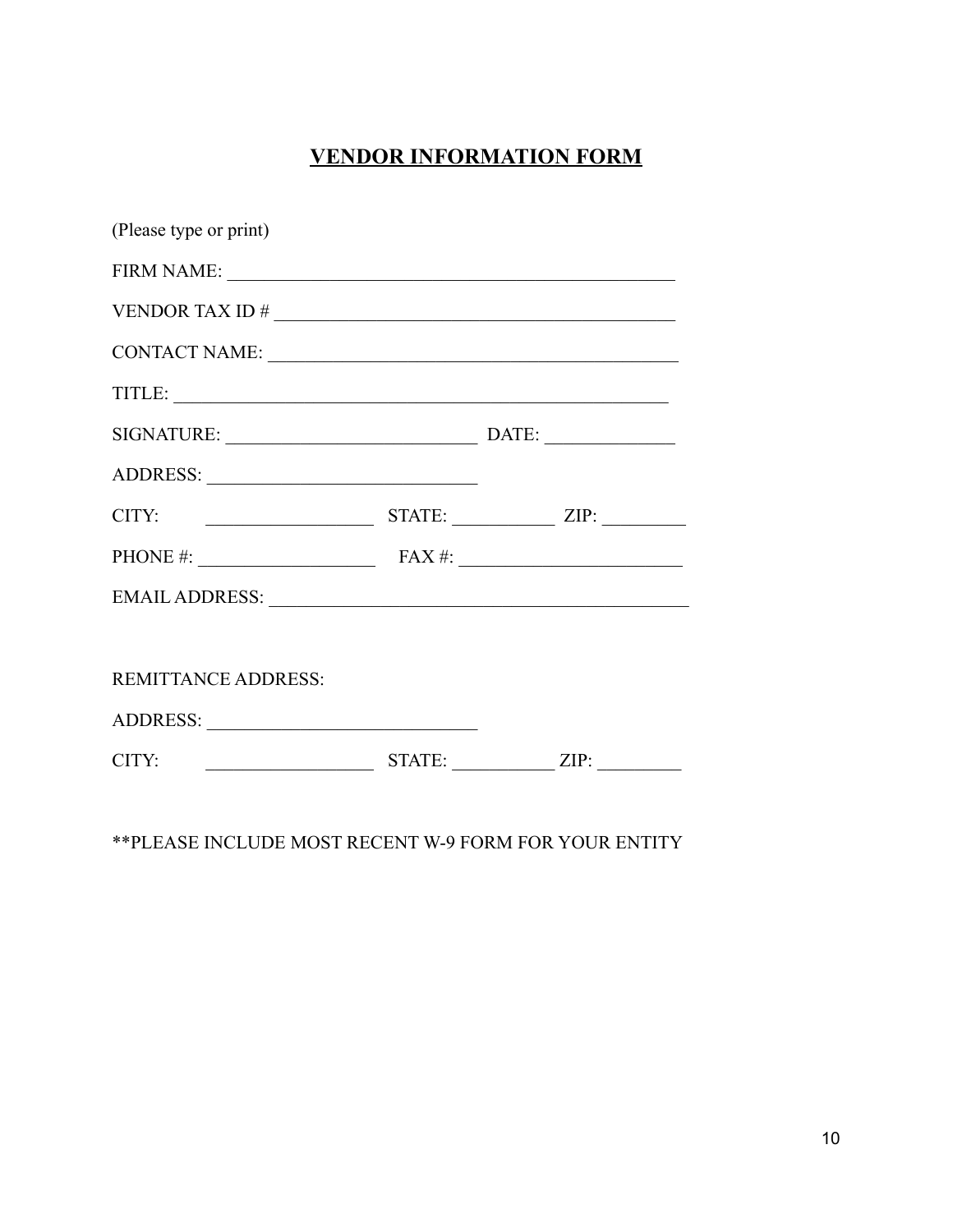# VENDOR INFORMATION FORM

(Please type or print)

FIRM NAME: _______________________________________________

VENDOR TAX ID # __________________________________________

CONTACT NAME: ____________________________________________

TITLE: ___________________________________________________

SIGNATURE: ___________________________ DATE: _____________

ADDRESS: _____________________________

CITY: __________________ STATE: ___________ ZIP: _________

PHONE #: __________________ FAX #: _______________________

EMAIL ADDRESS: ___________________________________________

REMITTANCE ADDRESS:

ADDRESS: _____________________________

CITY: __________________ STATE: ___________ ZIP: _________

**PLEASE INCLUDE MOST RECENT W-9 FORM FOR YOUR ENTITY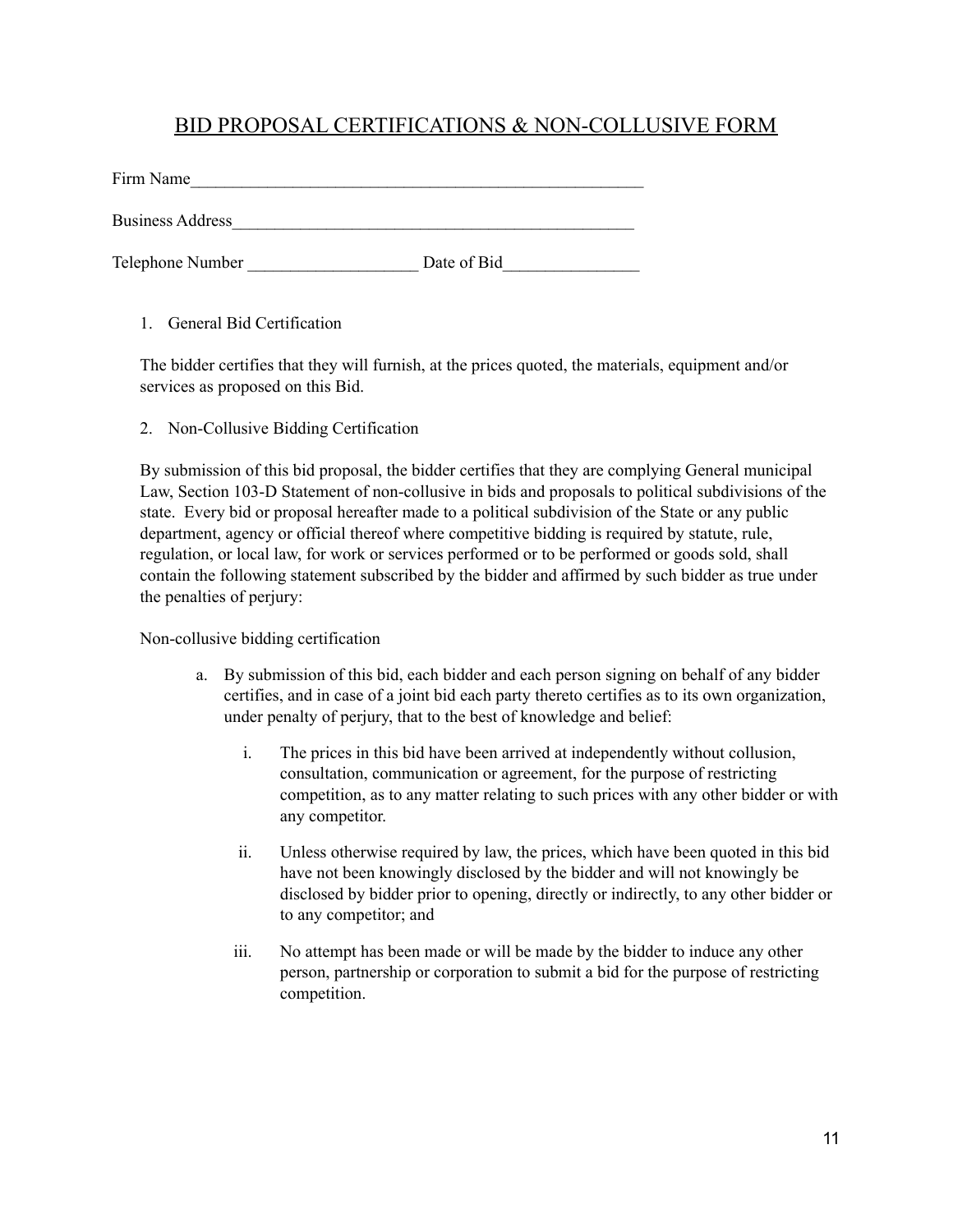# BID PROPOSAL CERTIFICATIONS & NON-COLLUSIVE FORM

Firm Name_______________________________________________________

Business Address_________________________________________________

Telephone Number ____________________ Date of Bid________________

1. General Bid Certification

The bidder certifies that they will furnish, at the prices quoted, the materials, equipment and/or services as proposed on this Bid.

2. Non-Collusive Bidding Certification

By submission of this bid proposal, the bidder certifies that they are complying General municipal Law, Section 103-D Statement of non-collusive in bids and proposals to political subdivisions of the state. Every bid or proposal hereafter made to a political subdivision of the State or any public department, agency or official thereof where competitive bidding is required by statute, rule, regulation, or local law, for work or services performed or to be performed or goods sold, shall contain the following statement subscribed by the bidder and affirmed by such bidder as true under the penalties of perjury:

Non-collusive bidding certification

a. By submission of this bid, each bidder and each person signing on behalf of any bidder certifies, and in case of a joint bid each party thereto certifies as to its own organization, under penalty of perjury, that to the best of knowledge and belief:

   i. The prices in this bid have been arrived at independently without collusion, consultation, communication or agreement, for the purpose of restricting competition, as to any matter relating to such prices with any other bidder or with any competitor.

   ii. Unless otherwise required by law, the prices, which have been quoted in this bid have not been knowingly disclosed by the bidder and will not knowingly be disclosed by bidder prior to opening, directly or indirectly, to any other bidder or to any competitor; and

   iii. No attempt has been made or will be made by the bidder to induce any other person, partnership or corporation to submit a bid for the purpose of restricting competition.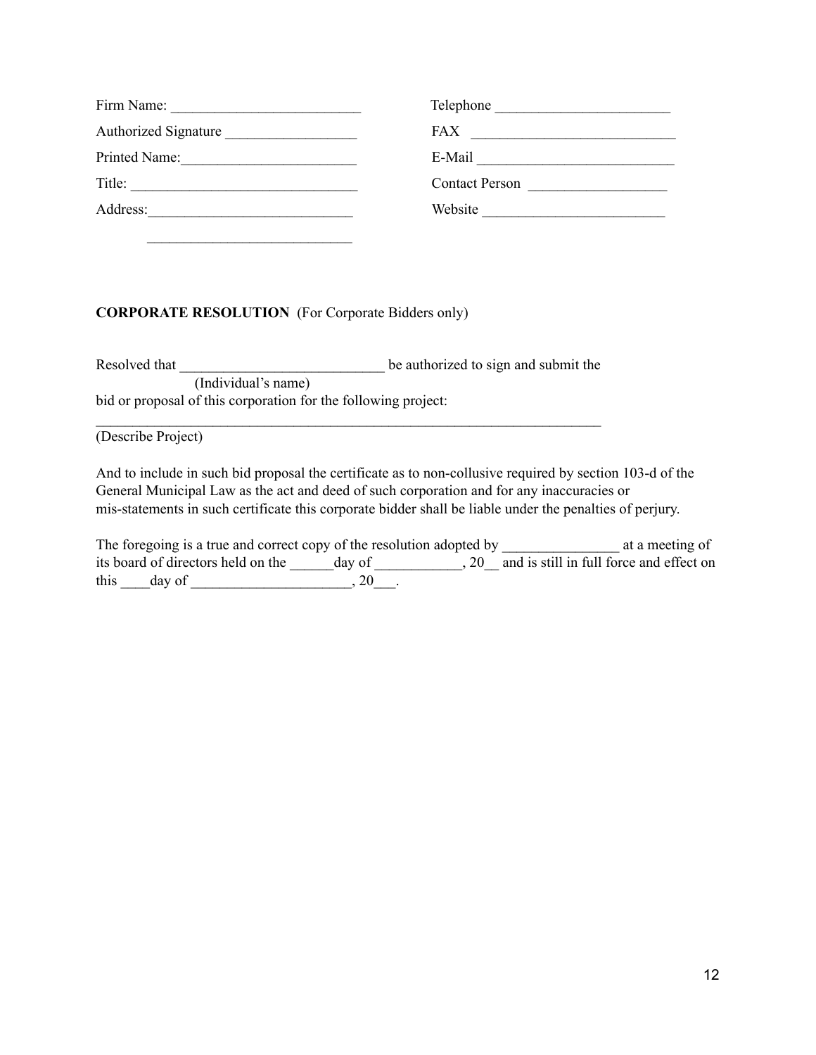Firm Name: __________________________

Authorized Signature __________________

Printed Name:________________________

Title: _______________________________

Address:____________________________

____________________________

Telephone ________________________

FAX ____________________________

E-Mail ___________________________

Contact Person ___________________

Website _________________________

**CORPORATE RESOLUTION** (For Corporate Bidders only)

Resolved that ____________________________ be authorized to sign and submit the
(Individual's name)
bid or proposal of this corporation for the following project:

________________________________________________________________________
(Describe Project)

And to include in such bid proposal the certificate as to non-collusive required by section 103-d of the General Municipal Law as the act and deed of such corporation and for any inaccuracies or mis-statements in such certificate this corporate bidder shall be liable under the penalties of perjury.

The foregoing is a true and correct copy of the resolution adopted by ________________ at a meeting of its board of directors held on the ______day of ____________, 20__ and is still in full force and effect on this ____day of ______________________, 20___.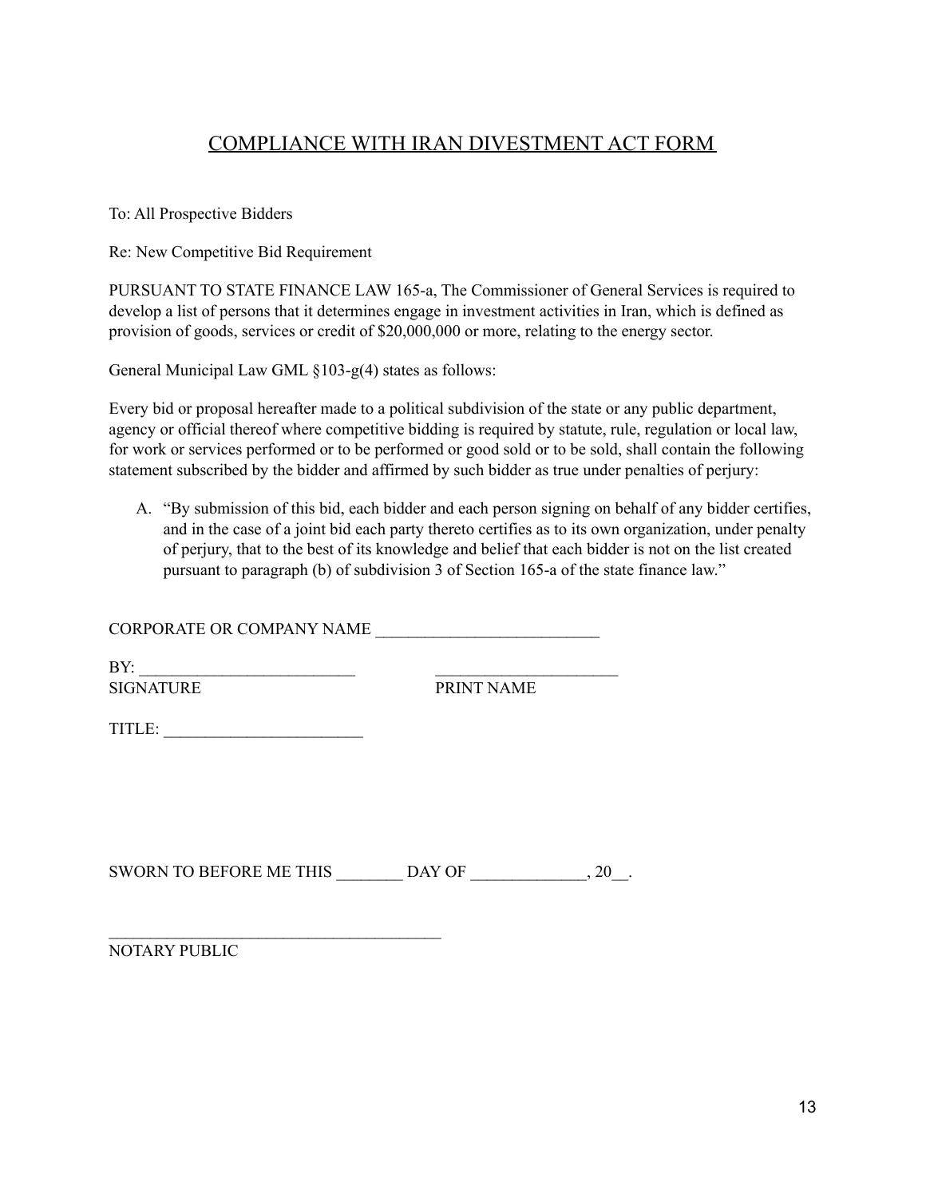# COMPLIANCE WITH IRAN DIVESTMENT ACT FORM

To: All Prospective Bidders

Re: New Competitive Bid Requirement

PURSUANT TO STATE FINANCE LAW 165-a, The Commissioner of General Services is required to develop a list of persons that it determines engage in investment activities in Iran, which is defined as provision of goods, services or credit of $20,000,000 or more, relating to the energy sector.

General Municipal Law GML §103-g(4) states as follows:

Every bid or proposal hereafter made to a political subdivision of the state or any public department, agency or official thereof where competitive bidding is required by statute, rule, regulation or local law, for work or services performed or to be performed or good sold or to be sold, shall contain the following statement subscribed by the bidder and affirmed by such bidder as true under penalties of perjury:

A. "By submission of this bid, each bidder and each person signing on behalf of any bidder certifies, and in the case of a joint bid each party thereto certifies as to its own organization, under penalty of perjury, that to the best of its knowledge and belief that each bidder is not on the list created pursuant to paragraph (b) of subdivision 3 of Section 165-a of the state finance law."

CORPORATE OR COMPANY NAME ___________________________

BY: __________________________ ______________________
SIGNATURE PRINT NAME

TITLE: ________________________

SWORN TO BEFORE ME THIS ________ DAY OF _____________, 20__.

________________________________________
NOTARY PUBLIC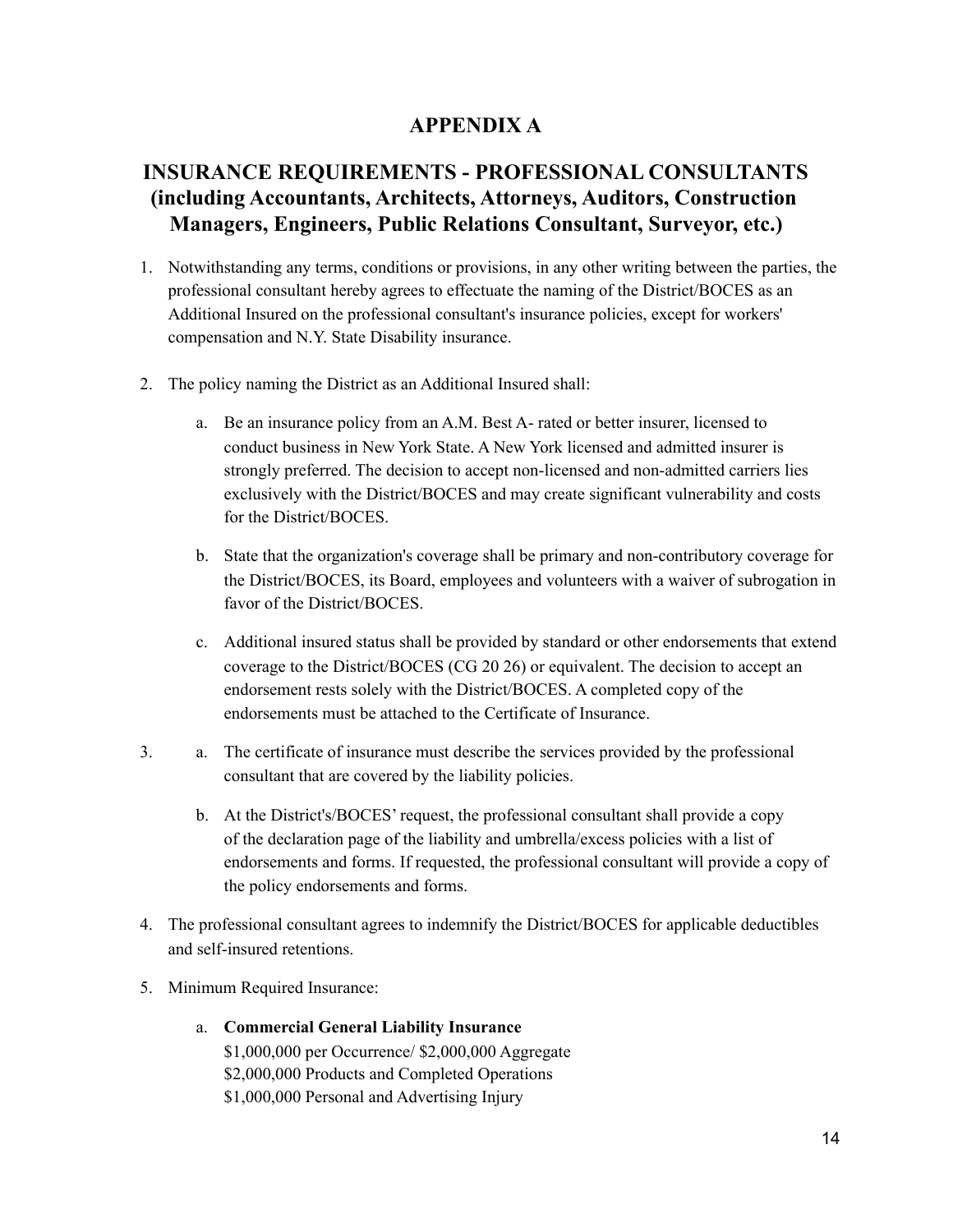# APPENDIX A

## INSURANCE REQUIREMENTS - PROFESSIONAL CONSULTANTS (including Accountants, Architects, Attorneys, Auditors, Construction Managers, Engineers, Public Relations Consultant, Surveyor, etc.)

1. Notwithstanding any terms, conditions or provisions, in any other writing between the parties, the professional consultant hereby agrees to effectuate the naming of the District/BOCES as an Additional Insured on the professional consultant's insurance policies, except for workers' compensation and N.Y. State Disability insurance.

2. The policy naming the District as an Additional Insured shall:

   a. Be an insurance policy from an A.M. Best A- rated or better insurer, licensed to conduct business in New York State. A New York licensed and admitted insurer is strongly preferred. The decision to accept non-licensed and non-admitted carriers lies exclusively with the District/BOCES and may create significant vulnerability and costs for the District/BOCES.

   b. State that the organization's coverage shall be primary and non-contributory coverage for the District/BOCES, its Board, employees and volunteers with a waiver of subrogation in favor of the District/BOCES.

   c. Additional insured status shall be provided by standard or other endorsements that extend coverage to the District/BOCES (CG 20 26) or equivalent. The decision to accept an endorsement rests solely with the District/BOCES. A completed copy of the endorsements must be attached to the Certificate of Insurance.

3. a. The certificate of insurance must describe the services provided by the professional consultant that are covered by the liability policies.

   b. At the District's/BOCES' request, the professional consultant shall provide a copy of the declaration page of the liability and umbrella/excess policies with a list of endorsements and forms. If requested, the professional consultant will provide a copy of the policy endorsements and forms.

4. The professional consultant agrees to indemnify the District/BOCES for applicable deductibles and self-insured retentions.

5. Minimum Required Insurance:

   a. **Commercial General Liability Insurance**
   $1,000,000 per Occurrence/ $2,000,000 Aggregate
   $2,000,000 Products and Completed Operations
   $1,000,000 Personal and Advertising Injury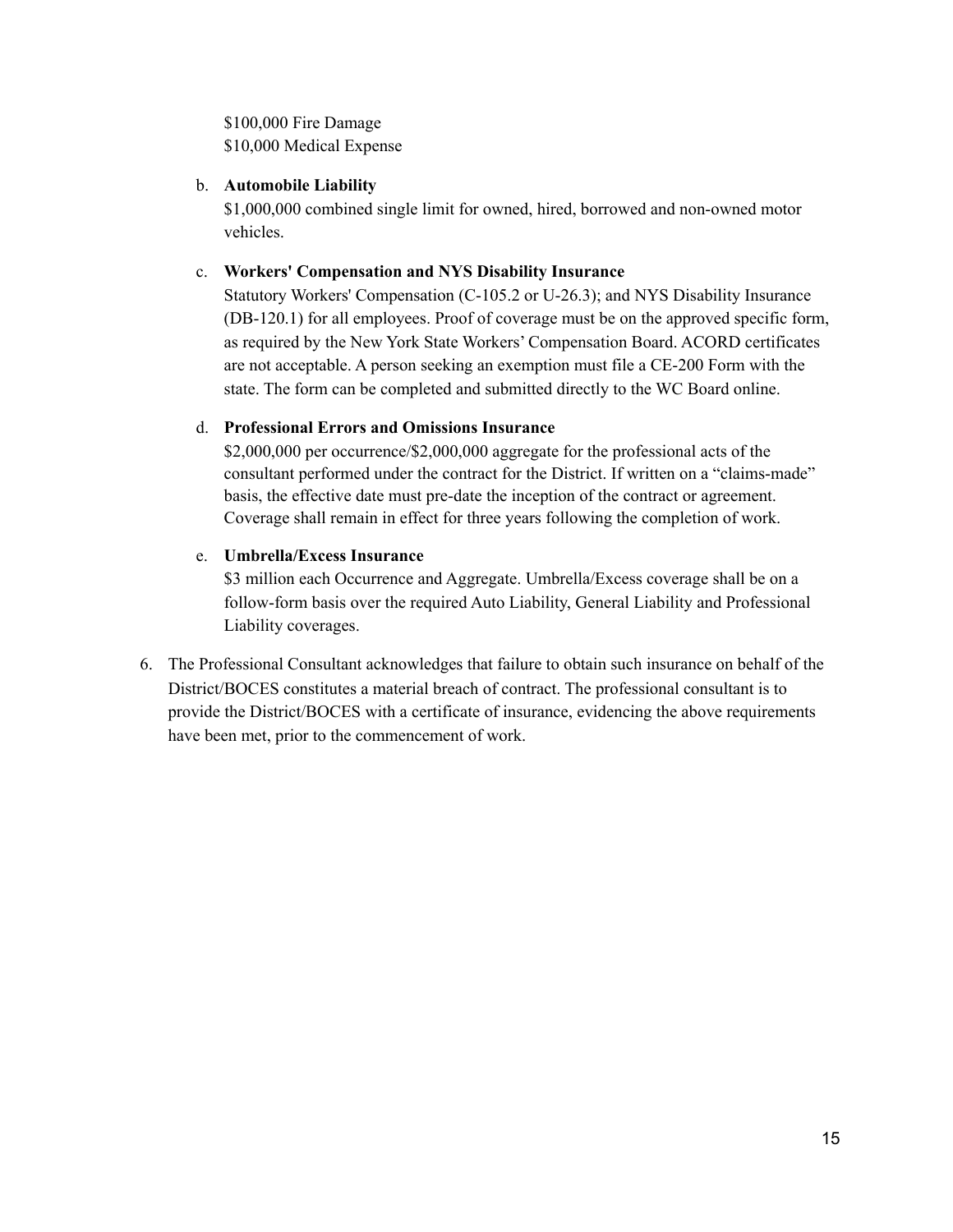$100,000 Fire Damage
$10,000 Medical Expense

b. **Automobile Liability**
   $1,000,000 combined single limit for owned, hired, borrowed and non-owned motor vehicles.

c. **Workers' Compensation and NYS Disability Insurance**
   Statutory Workers' Compensation (C-105.2 or U-26.3); and NYS Disability Insurance (DB-120.1) for all employees. Proof of coverage must be on the approved specific form, as required by the New York State Workers' Compensation Board. ACORD certificates are not acceptable. A person seeking an exemption must file a CE-200 Form with the state. The form can be completed and submitted directly to the WC Board online.

d. **Professional Errors and Omissions Insurance**
   $2,000,000 per occurrence/$2,000,000 aggregate for the professional acts of the consultant performed under the contract for the District. If written on a "claims-made" basis, the effective date must pre-date the inception of the contract or agreement. Coverage shall remain in effect for three years following the completion of work.

e. **Umbrella/Excess Insurance**
   $3 million each Occurrence and Aggregate. Umbrella/Excess coverage shall be on a follow-form basis over the required Auto Liability, General Liability and Professional Liability coverages.

6. The Professional Consultant acknowledges that failure to obtain such insurance on behalf of the District/BOCES constitutes a material breach of contract. The professional consultant is to provide the District/BOCES with a certificate of insurance, evidencing the above requirements have been met, prior to the commencement of work.